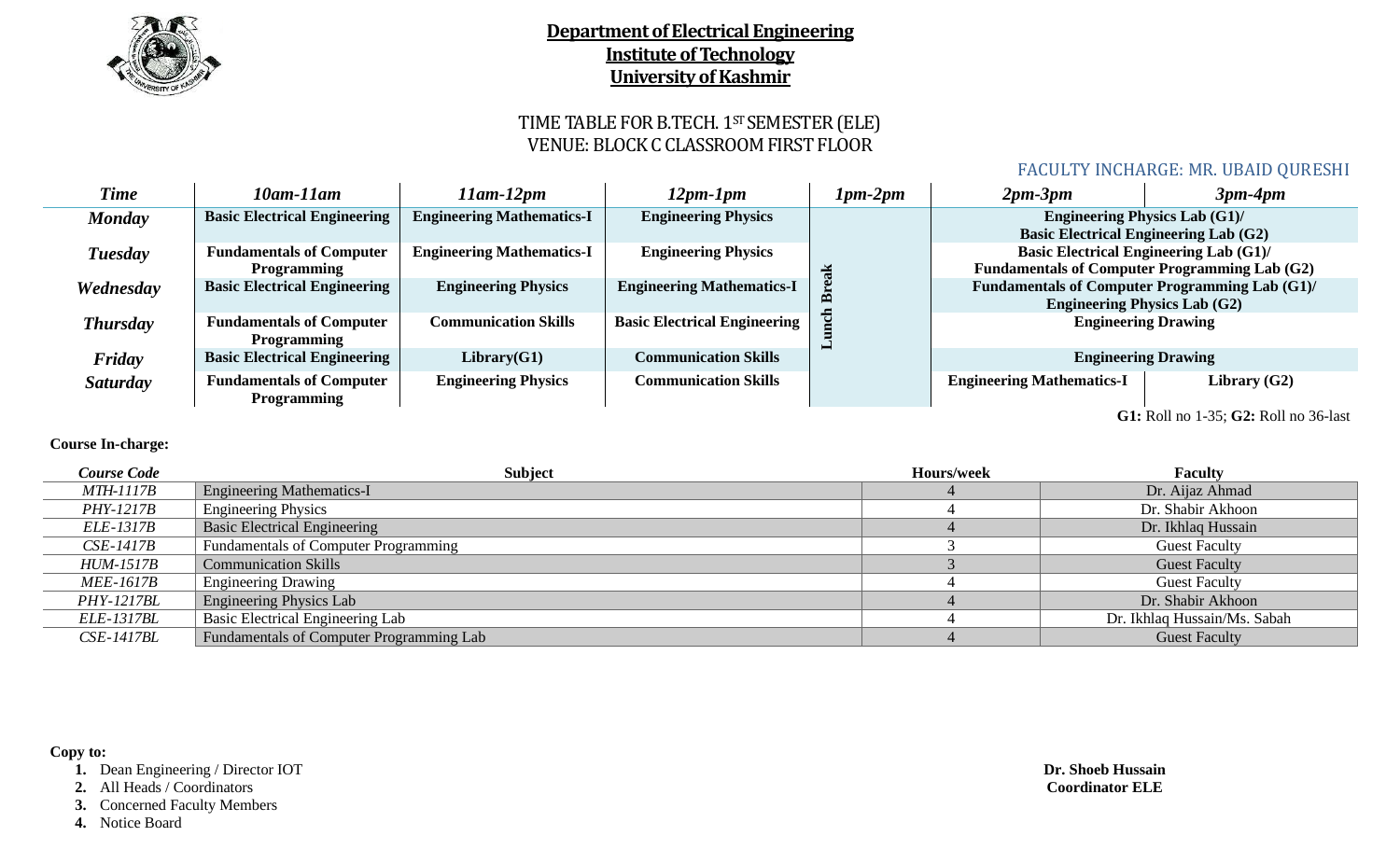# Department of Electrical Engineering
## Institute of Technology
## University of Kashmir

### TIME TABLE FOR B.TECH. 1ST SEMESTER (ELE)
### VENUE: BLOCK C CLASSROOM FIRST FLOOR

FACULTY INCHARGE: MR. UBAID QURESHI

| *Time* | *10am-11am* | *11am-12pm* | *12pm-1pm* | *1pm-2pm* | *2pm-3pm* | *3pm-4pm* |
|---|---|---|---|---|---|---|
| ***Monday*** | **Basic Electrical Engineering** | **Engineering Mathematics-I** | **Engineering Physics** | **Lunch Break** | **Engineering Physics Lab (G1)/ Basic Electrical Engineering Lab (G2)** | |
| ***Tuesday*** | **Fundamentals of Computer Programming** | **Engineering Mathematics-I** | **Engineering Physics** | | **Basic Electrical Engineering Lab (G1)/ Fundamentals of Computer Programming Lab (G2)** | |
| ***Wednesday*** | **Basic Electrical Engineering** | **Engineering Physics** | **Engineering Mathematics-I** | | **Fundamentals of Computer Programming Lab (G1)/ Engineering Physics Lab (G2)** | |
| ***Thursday*** | **Fundamentals of Computer Programming** | **Communication Skills** | **Basic Electrical Engineering** | | **Engineering Drawing** | |
| ***Friday*** | **Basic Electrical Engineering** | **Library(G1)** | **Communication Skills** | | **Engineering Drawing** | |
| ***Saturday*** | **Fundamentals of Computer Programming** | **Engineering Physics** | **Communication Skills** | | **Engineering Mathematics-I** | **Library (G2)** |

**G1:** Roll no 1-35; **G2:** Roll no 36-last

**Course In-charge:**

| *Course Code* | Subject | Hours/week | Faculty |
|---|---|---|---|
| *MTH-1117B* | Engineering Mathematics-I | 4 | Dr. Aijaz Ahmad |
| *PHY-1217B* | Engineering Physics | 4 | Dr. Shabir Akhoon |
| *ELE-1317B* | Basic Electrical Engineering | 4 | Dr. Ikhlaq Hussain |
| *CSE-1417B* | Fundamentals of Computer Programming | 3 | Guest Faculty |
| *HUM-1517B* | Communication Skills | 3 | Guest Faculty |
| *MEE-1617B* | Engineering Drawing | 4 | Guest Faculty |
| *PHY-1217BL* | Engineering Physics Lab | 4 | Dr. Shabir Akhoon |
| *ELE-1317BL* | Basic Electrical Engineering Lab | 4 | Dr. Ikhlaq Hussain/Ms. Sabah |
| *CSE-1417BL* | Fundamentals of Computer Programming Lab | 4 | Guest Faculty |

**Copy to:**

1. Dean Engineering / Director IOT
2. All Heads / Coordinators
3. Concerned Faculty Members
4. Notice Board

**Dr. Shoeb Hussain**
**Coordinator ELE**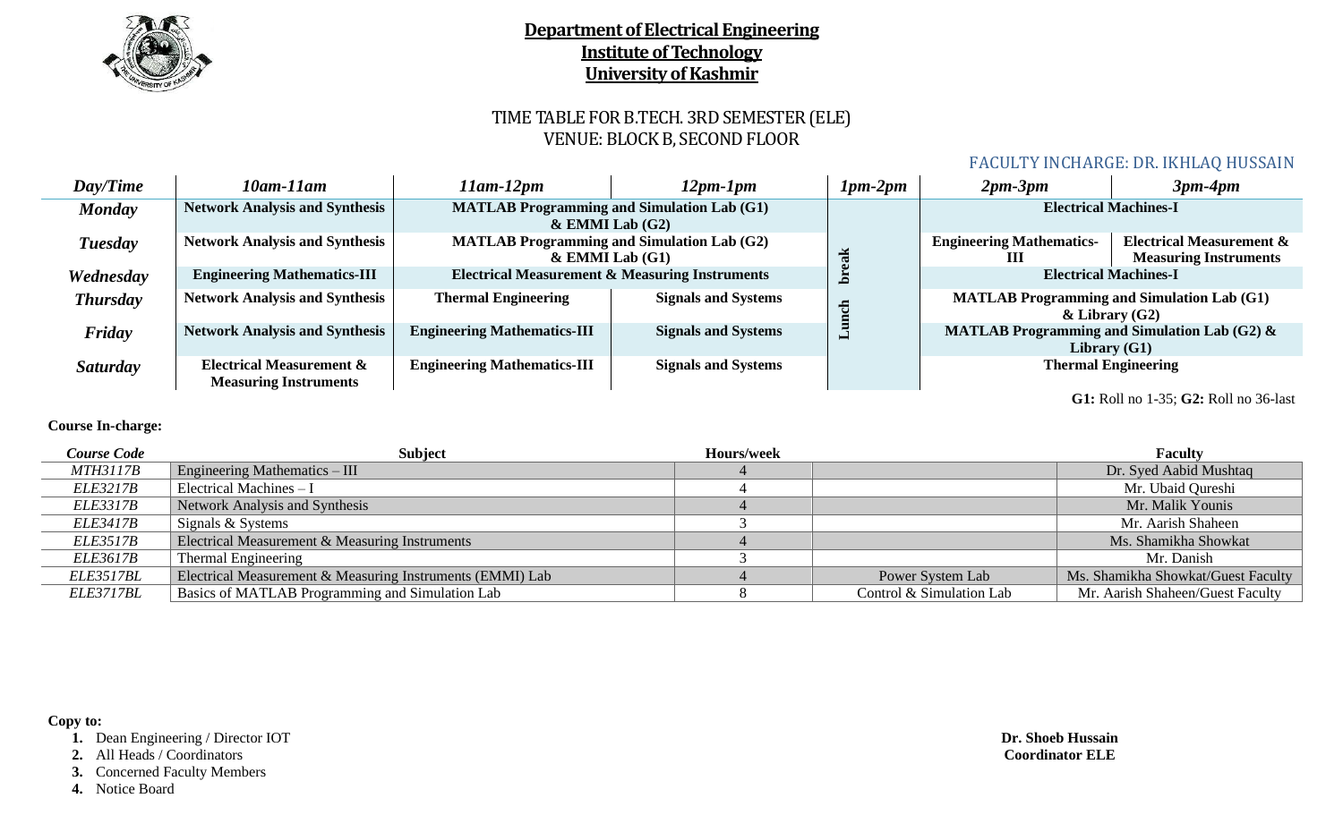**Department of Electrical Engineering**
**Institute of Technology**
**University of Kashmir**

TIME TABLE FOR B.TECH. 3RD SEMESTER (ELE)
VENUE: BLOCK B, SECOND FLOOR

FACULTY INCHARGE: DR. IKHLAQ HUSSAIN

| *Day/Time* | *10am-11am* | *11am-12pm* | *12pm-1pm* | *1pm-2pm* | *2pm-3pm* | *3pm-4pm* |
|---|---|---|---|---|---|---|
| ***Monday*** | **Network Analysis and Synthesis** | **MATLAB Programming and Simulation Lab (G1) & EMMI Lab (G2)** | | **Lunch break** | **Electrical Machines-I** | |
| ***Tuesday*** | **Network Analysis and Synthesis** | **MATLAB Programming and Simulation Lab (G2) & EMMI Lab (G1)** | | | **Engineering Mathematics-III** | **Electrical Measurement & Measuring Instruments** |
| ***Wednesday*** | **Engineering Mathematics-III** | **Electrical Measurement & Measuring Instruments** | | | **Electrical Machines-I** | |
| ***Thursday*** | **Network Analysis and Synthesis** | **Thermal Engineering** | **Signals and Systems** | | **MATLAB Programming and Simulation Lab (G1) & Library (G2)** | |
| ***Friday*** | **Network Analysis and Synthesis** | **Engineering Mathematics-III** | **Signals and Systems** | | **MATLAB Programming and Simulation Lab (G2) & Library (G1)** | |
| ***Saturday*** | **Electrical Measurement & Measuring Instruments** | **Engineering Mathematics-III** | **Signals and Systems** | | **Thermal Engineering** | |

**G1:** Roll no 1-35; **G2:** Roll no 36-last

**Course In-charge:**

| *Course Code* | **Subject** | **Hours/week** | | **Faculty** |
|---|---|---|---|---|
| *MTH3117B* | Engineering Mathematics – III | 4 | | Dr. Syed Aabid Mushtaq |
| *ELE3217B* | Electrical Machines – I | 4 | | Mr. Ubaid Qureshi |
| *ELE3317B* | Network Analysis and Synthesis | 4 | | Mr. Malik Younis |
| *ELE3417B* | Signals & Systems | 3 | | Mr. Aarish Shaheen |
| *ELE3517B* | Electrical Measurement & Measuring Instruments | 4 | | Ms. Shamikha Showkat |
| *ELE3617B* | Thermal Engineering | 3 | | Mr. Danish |
| *ELE3517BL* | Electrical Measurement & Measuring Instruments (EMMI) Lab | 4 | Power System Lab | Ms. Shamikha Showkat/Guest Faculty |
| *ELE3717BL* | Basics of MATLAB Programming and Simulation Lab | 8 | Control & Simulation Lab | Mr. Aarish Shaheen/Guest Faculty |

**Copy to:**

1. Dean Engineering / Director IOT
2. All Heads / Coordinators
3. Concerned Faculty Members
4. Notice Board

**Dr. Shoeb Hussain**
**Coordinator ELE**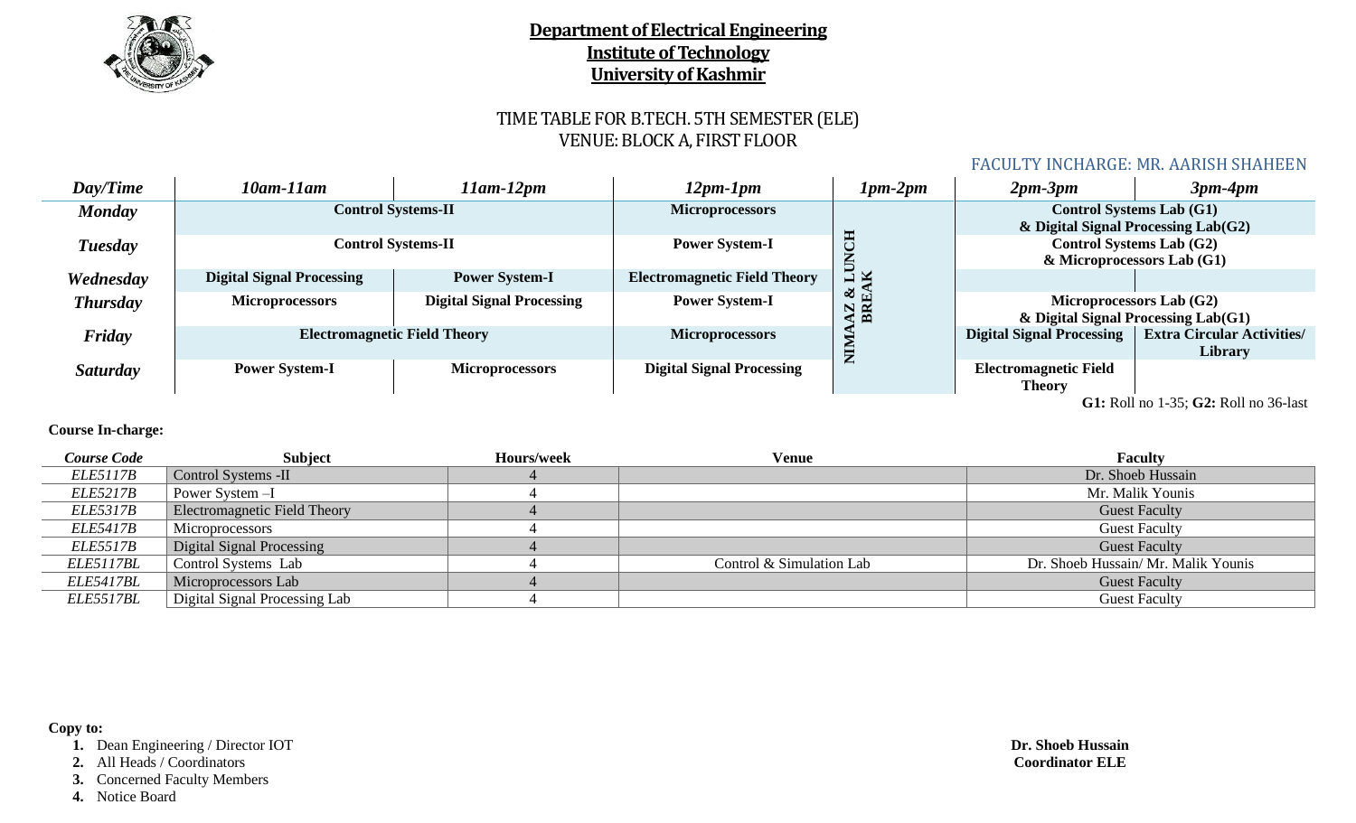**Department of Electrical Engineering**
**Institute of Technology**
**University of Kashmir**

TIME TABLE FOR B.TECH. 5TH SEMESTER (ELE)
VENUE: BLOCK A, FIRST FLOOR

FACULTY INCHARGE: MR. AARISH SHAHEEN

| Day/Time | 10am-11am | 11am-12pm | 12pm-1pm | 1pm-2pm | 2pm-3pm | 3pm-4pm |
|---|---|---|---|---|---|---|
| Monday | Control Systems-II | | Microprocessors | NIMAAZ & LUNCH BREAK | Control Systems Lab (G1) & Digital Signal Processing Lab(G2) | |
| Tuesday | Control Systems-II | | Power System-I | | Control Systems Lab (G2) & Microprocessors Lab (G1) | |
| Wednesday | Digital Signal Processing | Power System-I | Electromagnetic Field Theory | | | |
| Thursday | Microprocessors | Digital Signal Processing | Power System-I | | Microprocessors Lab (G2) & Digital Signal Processing Lab(G1) | |
| Friday | Electromagnetic Field Theory | | Microprocessors | | Digital Signal Processing | Extra Circular Activities/ Library |
| Saturday | Power System-I | Microprocessors | Digital Signal Processing | | Electromagnetic Field Theory | |

**G1:** Roll no 1-35; **G2:** Roll no 36-last

**Course In-charge:**

| Course Code | Subject | Hours/week | Venue | Faculty |
|---|---|---|---|---|
| ELE5117B | Control Systems -II | 4 | | Dr. Shoeb Hussain |
| ELE5217B | Power System –I | 4 | | Mr. Malik Younis |
| ELE5317B | Electromagnetic Field Theory | 4 | | Guest Faculty |
| ELE5417B | Microprocessors | 4 | | Guest Faculty |
| ELE5517B | Digital Signal Processing | 4 | | Guest Faculty |
| ELE5117BL | Control Systems Lab | 4 | Control & Simulation Lab | Dr. Shoeb Hussain/ Mr. Malik Younis |
| ELE5417BL | Microprocessors Lab | 4 | | Guest Faculty |
| ELE5517BL | Digital Signal Processing Lab | 4 | | Guest Faculty |

**Copy to:**

1. Dean Engineering / Director IOT
2. All Heads / Coordinators
3. Concerned Faculty Members
4. Notice Board

**Dr. Shoeb Hussain**
**Coordinator ELE**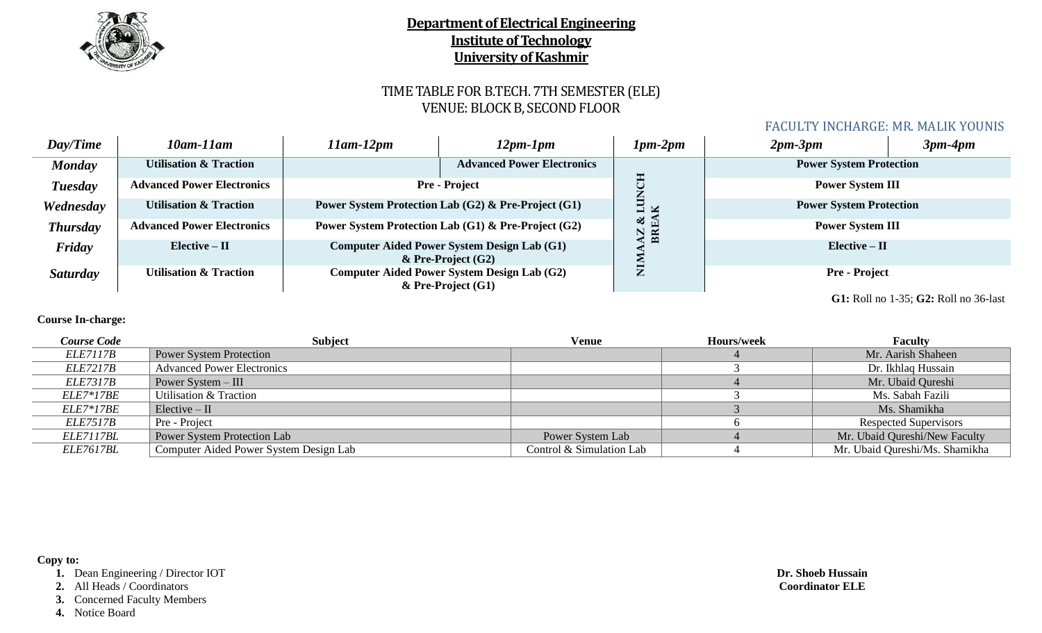**Department of Electrical Engineering**
**Institute of Technology**
**University of Kashmir**

TIME TABLE FOR B.TECH. 7TH SEMESTER (ELE)
VENUE: BLOCK B, SECOND FLOOR

FACULTY INCHARGE: MR. MALIK YOUNIS

| *Day/Time* | *10am-11am* | *11am-12pm* | *12pm-1pm* | *1pm-2pm* | *2pm-3pm* | *3pm-4pm* |
|---|---|---|---|---|---|---|
| **Monday** | **Utilisation & Traction** | | **Advanced Power Electronics** | **NIMAAZ & LUNCH BREAK** | **Power System Protection** | |
| **Tuesday** | **Advanced Power Electronics** | **Pre - Project** | | | **Power System III** | |
| **Wednesday** | **Utilisation & Traction** | **Power System Protection Lab (G2) & Pre-Project (G1)** | | | **Power System Protection** | |
| **Thursday** | **Advanced Power Electronics** | **Power System Protection Lab (G1) & Pre-Project (G2)** | | | **Power System III** | |
| **Friday** | **Elective – II** | **Computer Aided Power System Design Lab (G1) & Pre-Project (G2)** | | | **Elective – II** | |
| **Saturday** | **Utilisation & Traction** | **Computer Aided Power System Design Lab (G2) & Pre-Project (G1)** | | | **Pre - Project** | |

**G1:** Roll no 1-35; **G2:** Roll no 36-last

**Course In-charge:**

| Course Code | Subject | Venue | Hours/week | Faculty |
|---|---|---|---|---|
| *ELE7117B* | Power System Protection | | 4 | Mr. Aarish Shaheen |
| *ELE7217B* | Advanced Power Electronics | | 3 | Dr. Ikhlaq Hussain |
| *ELE7317B* | Power System – III | | 4 | Mr. Ubaid Qureshi |
| *ELE7*17BE* | Utilisation & Traction | | 3 | Ms. Sabah Fazili |
| *ELE7*17BE* | Elective – II | | 3 | Ms. Shamikha |
| *ELE7517B* | Pre - Project | | 6 | Respected Supervisors |
| *ELE7117BL* | Power System Protection Lab | Power System Lab | 4 | Mr. Ubaid Qureshi/New Faculty |
| *ELE7617BL* | Computer Aided Power System Design Lab | Control & Simulation Lab | 4 | Mr. Ubaid Qureshi/Ms. Shamikha |

**Copy to:**

1. Dean Engineering / Director IOT
2. All Heads / Coordinators
3. Concerned Faculty Members
4. Notice Board

**Dr. Shoeb Hussain**
**Coordinator ELE**